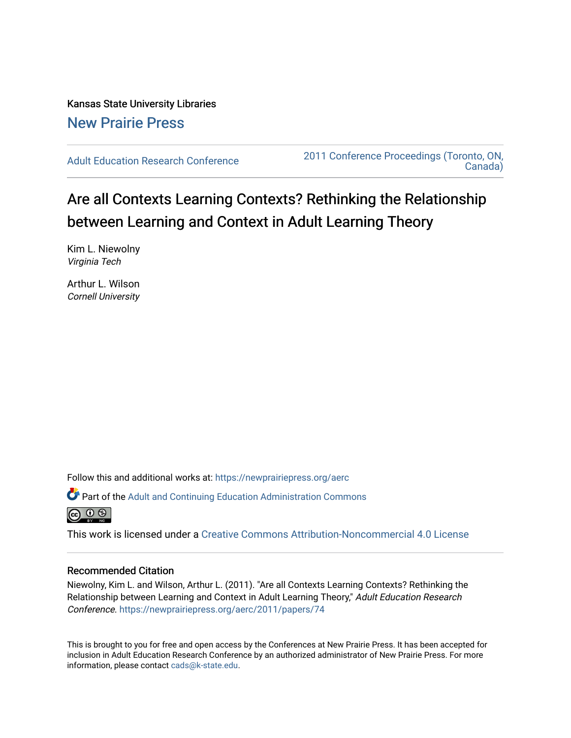Kansas State University Libraries

New Prairie Press

Adult Education Research Conference

2011 Conference Proceedings (Toronto, ON, Canada)

# Are all Contexts Learning Contexts? Rethinking the Relationship between Learning and Context in Adult Learning Theory

Kim L. Niewolny
*Virginia Tech*

Arthur L. Wilson
*Cornell University*

Follow this and additional works at: https://newprairiepress.org/aerc

Part of the Adult and Continuing Education Administration Commons

This work is licensed under a Creative Commons Attribution-Noncommercial 4.0 License

## Recommended Citation

Niewolny, Kim L. and Wilson, Arthur L. (2011). "Are all Contexts Learning Contexts? Rethinking the Relationship between Learning and Context in Adult Learning Theory," *Adult Education Research Conference*. https://newprairiepress.org/aerc/2011/papers/74

This is brought to you for free and open access by the Conferences at New Prairie Press. It has been accepted for inclusion in Adult Education Research Conference by an authorized administrator of New Prairie Press. For more information, please contact cads@k-state.edu.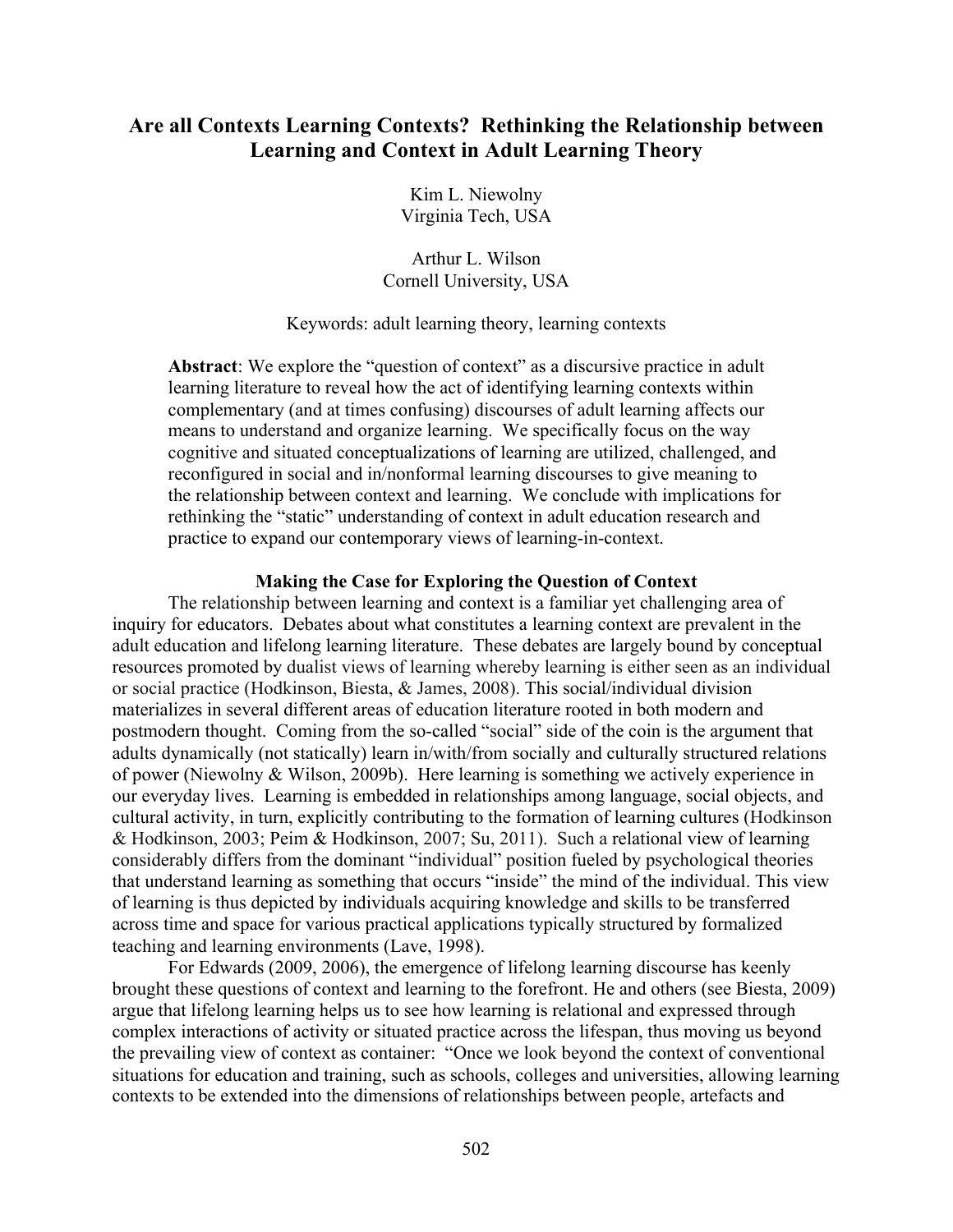# Are all Contexts Learning Contexts? Rethinking the Relationship between Learning and Context in Adult Learning Theory

Kim L. Niewolny
Virginia Tech, USA

Arthur L. Wilson
Cornell University, USA

Keywords: adult learning theory, learning contexts

**Abstract**: We explore the "question of context" as a discursive practice in adult learning literature to reveal how the act of identifying learning contexts within complementary (and at times confusing) discourses of adult learning affects our means to understand and organize learning. We specifically focus on the way cognitive and situated conceptualizations of learning are utilized, challenged, and reconfigured in social and in/nonformal learning discourses to give meaning to the relationship between context and learning. We conclude with implications for rethinking the "static" understanding of context in adult education research and practice to expand our contemporary views of learning-in-context.

## Making the Case for Exploring the Question of Context

The relationship between learning and context is a familiar yet challenging area of inquiry for educators. Debates about what constitutes a learning context are prevalent in the adult education and lifelong learning literature. These debates are largely bound by conceptual resources promoted by dualist views of learning whereby learning is either seen as an individual or social practice (Hodkinson, Biesta, & James, 2008). This social/individual division materializes in several different areas of education literature rooted in both modern and postmodern thought. Coming from the so-called "social" side of the coin is the argument that adults dynamically (not statically) learn in/with/from socially and culturally structured relations of power (Niewolny & Wilson, 2009b). Here learning is something we actively experience in our everyday lives. Learning is embedded in relationships among language, social objects, and cultural activity, in turn, explicitly contributing to the formation of learning cultures (Hodkinson & Hodkinson, 2003; Peim & Hodkinson, 2007; Su, 2011). Such a relational view of learning considerably differs from the dominant "individual" position fueled by psychological theories that understand learning as something that occurs "inside" the mind of the individual. This view of learning is thus depicted by individuals acquiring knowledge and skills to be transferred across time and space for various practical applications typically structured by formalized teaching and learning environments (Lave, 1998).

For Edwards (2009, 2006), the emergence of lifelong learning discourse has keenly brought these questions of context and learning to the forefront. He and others (see Biesta, 2009) argue that lifelong learning helps us to see how learning is relational and expressed through complex interactions of activity or situated practice across the lifespan, thus moving us beyond the prevailing view of context as container: "Once we look beyond the context of conventional situations for education and training, such as schools, colleges and universities, allowing learning contexts to be extended into the dimensions of relationships between people, artefacts and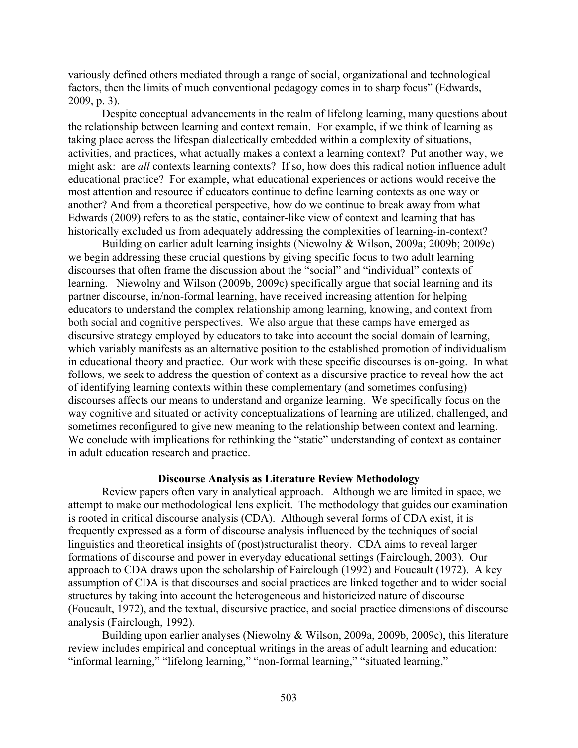variously defined others mediated through a range of social, organizational and technological factors, then the limits of much conventional pedagogy comes in to sharp focus" (Edwards, 2009, p. 3).

Despite conceptual advancements in the realm of lifelong learning, many questions about the relationship between learning and context remain. For example, if we think of learning as taking place across the lifespan dialectically embedded within a complexity of situations, activities, and practices, what actually makes a context a learning context? Put another way, we might ask: are *all* contexts learning contexts? If so, how does this radical notion influence adult educational practice? For example, what educational experiences or actions would receive the most attention and resource if educators continue to define learning contexts as one way or another? And from a theoretical perspective, how do we continue to break away from what Edwards (2009) refers to as the static, container-like view of context and learning that has historically excluded us from adequately addressing the complexities of learning-in-context?

Building on earlier adult learning insights (Niewolny & Wilson, 2009a; 2009b; 2009c) we begin addressing these crucial questions by giving specific focus to two adult learning discourses that often frame the discussion about the "social" and "individual" contexts of learning. Niewolny and Wilson (2009b, 2009c) specifically argue that social learning and its partner discourse, in/non-formal learning, have received increasing attention for helping educators to understand the complex relationship among learning, knowing, and context from both social and cognitive perspectives. We also argue that these camps have emerged as discursive strategy employed by educators to take into account the social domain of learning, which variably manifests as an alternative position to the established promotion of individualism in educational theory and practice. Our work with these specific discourses is on-going. In what follows, we seek to address the question of context as a discursive practice to reveal how the act of identifying learning contexts within these complementary (and sometimes confusing) discourses affects our means to understand and organize learning. We specifically focus on the way cognitive and situated or activity conceptualizations of learning are utilized, challenged, and sometimes reconfigured to give new meaning to the relationship between context and learning. We conclude with implications for rethinking the "static" understanding of context as container in adult education research and practice.

## Discourse Analysis as Literature Review Methodology

Review papers often vary in analytical approach. Although we are limited in space, we attempt to make our methodological lens explicit. The methodology that guides our examination is rooted in critical discourse analysis (CDA). Although several forms of CDA exist, it is frequently expressed as a form of discourse analysis influenced by the techniques of social linguistics and theoretical insights of (post)structuralist theory. CDA aims to reveal larger formations of discourse and power in everyday educational settings (Fairclough, 2003). Our approach to CDA draws upon the scholarship of Fairclough (1992) and Foucault (1972). A key assumption of CDA is that discourses and social practices are linked together and to wider social structures by taking into account the heterogeneous and historicized nature of discourse (Foucault, 1972), and the textual, discursive practice, and social practice dimensions of discourse analysis (Fairclough, 1992).

Building upon earlier analyses (Niewolny & Wilson, 2009a, 2009b, 2009c), this literature review includes empirical and conceptual writings in the areas of adult learning and education: "informal learning," "lifelong learning," "non-formal learning," "situated learning,"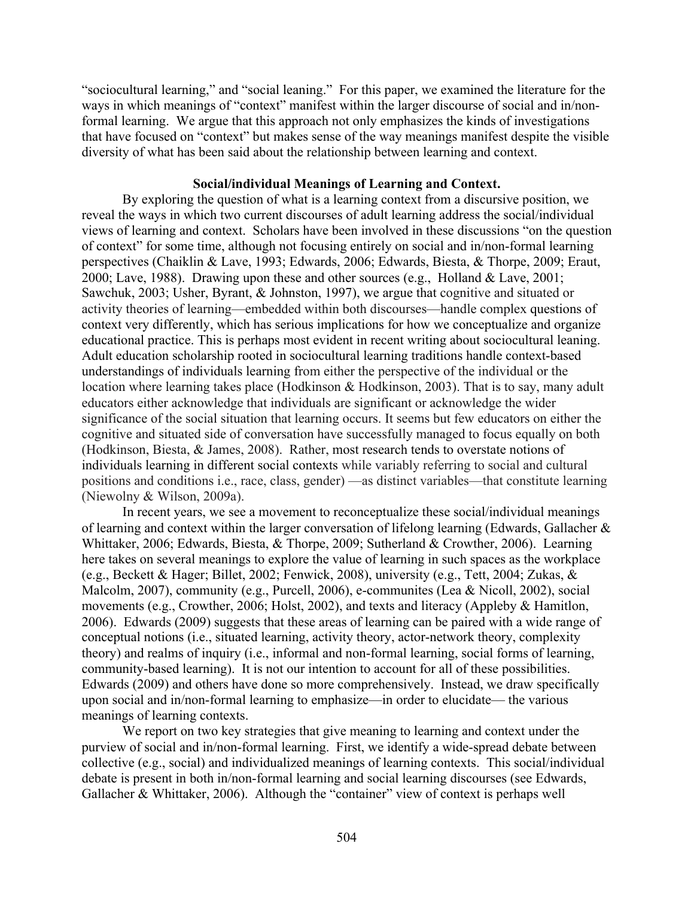"sociocultural learning," and "social leaning." For this paper, we examined the literature for the ways in which meanings of "context" manifest within the larger discourse of social and in/non-formal learning. We argue that this approach not only emphasizes the kinds of investigations that have focused on "context" but makes sense of the way meanings manifest despite the visible diversity of what has been said about the relationship between learning and context.

**Social/individual Meanings of Learning and Context.**

By exploring the question of what is a learning context from a discursive position, we reveal the ways in which two current discourses of adult learning address the social/individual views of learning and context. Scholars have been involved in these discussions "on the question of context" for some time, although not focusing entirely on social and in/non-formal learning perspectives (Chaiklin & Lave, 1993; Edwards, 2006; Edwards, Biesta, & Thorpe, 2009; Eraut, 2000; Lave, 1988). Drawing upon these and other sources (e.g., Holland & Lave, 2001; Sawchuk, 2003; Usher, Byrant, & Johnston, 1997), we argue that cognitive and situated or activity theories of learning—embedded within both discourses—handle complex questions of context very differently, which has serious implications for how we conceptualize and organize educational practice. This is perhaps most evident in recent writing about sociocultural leaning. Adult education scholarship rooted in sociocultural learning traditions handle context-based understandings of individuals learning from either the perspective of the individual or the location where learning takes place (Hodkinson & Hodkinson, 2003). That is to say, many adult educators either acknowledge that individuals are significant or acknowledge the wider significance of the social situation that learning occurs. It seems but few educators on either the cognitive and situated side of conversation have successfully managed to focus equally on both (Hodkinson, Biesta, & James, 2008). Rather, most research tends to overstate notions of individuals learning in different social contexts while variably referring to social and cultural positions and conditions i.e., race, class, gender) —as distinct variables—that constitute learning (Niewolny & Wilson, 2009a).

In recent years, we see a movement to reconceptualize these social/individual meanings of learning and context within the larger conversation of lifelong learning (Edwards, Gallacher & Whittaker, 2006; Edwards, Biesta, & Thorpe, 2009; Sutherland & Crowther, 2006). Learning here takes on several meanings to explore the value of learning in such spaces as the workplace (e.g., Beckett & Hager; Billet, 2002; Fenwick, 2008), university (e.g., Tett, 2004; Zukas, & Malcolm, 2007), community (e.g., Purcell, 2006), e-communites (Lea & Nicoll, 2002), social movements (e.g., Crowther, 2006; Holst, 2002), and texts and literacy (Appleby & Hamitlon, 2006). Edwards (2009) suggests that these areas of learning can be paired with a wide range of conceptual notions (i.e., situated learning, activity theory, actor-network theory, complexity theory) and realms of inquiry (i.e., informal and non-formal learning, social forms of learning, community-based learning). It is not our intention to account for all of these possibilities. Edwards (2009) and others have done so more comprehensively. Instead, we draw specifically upon social and in/non-formal learning to emphasize—in order to elucidate— the various meanings of learning contexts.

We report on two key strategies that give meaning to learning and context under the purview of social and in/non-formal learning. First, we identify a wide-spread debate between collective (e.g., social) and individualized meanings of learning contexts. This social/individual debate is present in both in/non-formal learning and social learning discourses (see Edwards, Gallacher & Whittaker, 2006). Although the "container" view of context is perhaps well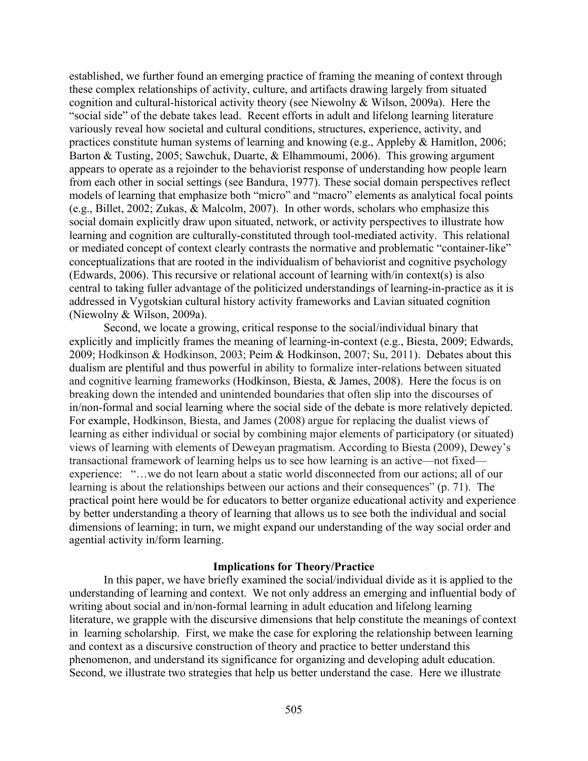established, we further found an emerging practice of framing the meaning of context through these complex relationships of activity, culture, and artifacts drawing largely from situated cognition and cultural-historical activity theory (see Niewolny & Wilson, 2009a). Here the "social side" of the debate takes lead. Recent efforts in adult and lifelong learning literature variously reveal how societal and cultural conditions, structures, experience, activity, and practices constitute human systems of learning and knowing (e.g., Appleby & Hamitlon, 2006; Barton & Tusting, 2005; Sawchuk, Duarte, & Elhammoumi, 2006). This growing argument appears to operate as a rejoinder to the behaviorist response of understanding how people learn from each other in social settings (see Bandura, 1977). These social domain perspectives reflect models of learning that emphasize both "micro" and "macro" elements as analytical focal points (e.g., Billet, 2002; Zukas, & Malcolm, 2007). In other words, scholars who emphasize this social domain explicitly draw upon situated, network, or activity perspectives to illustrate how learning and cognition are culturally-constituted through tool-mediated activity. This relational or mediated concept of context clearly contrasts the normative and problematic "container-like" conceptualizations that are rooted in the individualism of behaviorist and cognitive psychology (Edwards, 2006). This recursive or relational account of learning with/in context(s) is also central to taking fuller advantage of the politicized understandings of learning-in-practice as it is addressed in Vygotskian cultural history activity frameworks and Lavian situated cognition (Niewolny & Wilson, 2009a).

Second, we locate a growing, critical response to the social/individual binary that explicitly and implicitly frames the meaning of learning-in-context (e.g., Biesta, 2009; Edwards, 2009; Hodkinson & Hodkinson, 2003; Peim & Hodkinson, 2007; Su, 2011). Debates about this dualism are plentiful and thus powerful in ability to formalize inter-relations between situated and cognitive learning frameworks (Hodkinson, Biesta, & James, 2008). Here the focus is on breaking down the intended and unintended boundaries that often slip into the discourses of in/non-formal and social learning where the social side of the debate is more relatively depicted. For example, Hodkinson, Biesta, and James (2008) argue for replacing the dualist views of learning as either individual or social by combining major elements of participatory (or situated) views of learning with elements of Deweyan pragmatism. According to Biesta (2009), Dewey's transactional framework of learning helps us to see how learning is an active—not fixed—experience: "…we do not learn about a static world disconnected from our actions; all of our learning is about the relationships between our actions and their consequences" (p. 71). The practical point here would be for educators to better organize educational activity and experience by better understanding a theory of learning that allows us to see both the individual and social dimensions of learning; in turn, we might expand our understanding of the way social order and agential activity in/form learning.

## Implications for Theory/Practice

In this paper, we have briefly examined the social/individual divide as it is applied to the understanding of learning and context. We not only address an emerging and influential body of writing about social and in/non-formal learning in adult education and lifelong learning literature, we grapple with the discursive dimensions that help constitute the meanings of context in learning scholarship. First, we make the case for exploring the relationship between learning and context as a discursive construction of theory and practice to better understand this phenomenon, and understand its significance for organizing and developing adult education. Second, we illustrate two strategies that help us better understand the case. Here we illustrate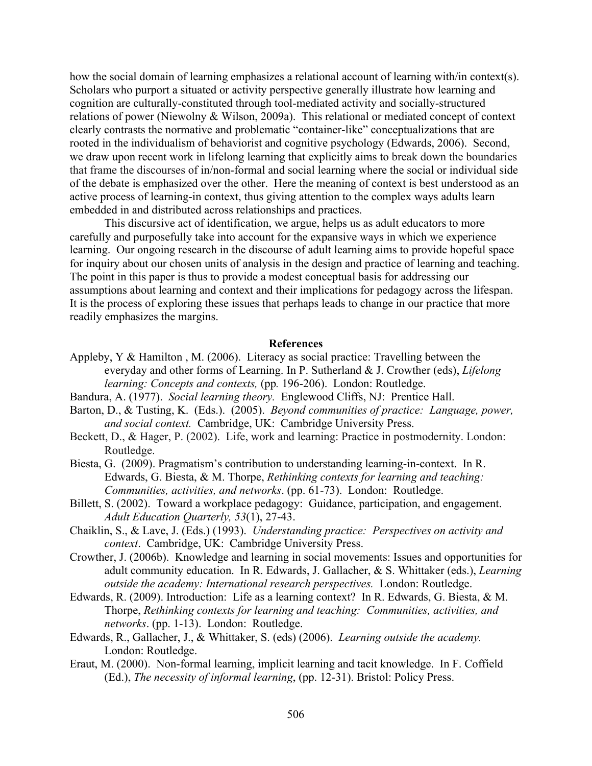how the social domain of learning emphasizes a relational account of learning with/in context(s). Scholars who purport a situated or activity perspective generally illustrate how learning and cognition are culturally-constituted through tool-mediated activity and socially-structured relations of power (Niewolny & Wilson, 2009a). This relational or mediated concept of context clearly contrasts the normative and problematic "container-like" conceptualizations that are rooted in the individualism of behaviorist and cognitive psychology (Edwards, 2006). Second, we draw upon recent work in lifelong learning that explicitly aims to break down the boundaries that frame the discourses of in/non-formal and social learning where the social or individual side of the debate is emphasized over the other. Here the meaning of context is best understood as an active process of learning-in context, thus giving attention to the complex ways adults learn embedded in and distributed across relationships and practices.

This discursive act of identification, we argue, helps us as adult educators to more carefully and purposefully take into account for the expansive ways in which we experience learning. Our ongoing research in the discourse of adult learning aims to provide hopeful space for inquiry about our chosen units of analysis in the design and practice of learning and teaching. The point in this paper is thus to provide a modest conceptual basis for addressing our assumptions about learning and context and their implications for pedagogy across the lifespan. It is the process of exploring these issues that perhaps leads to change in our practice that more readily emphasizes the margins.

## References

Appleby, Y & Hamilton , M. (2006). Literacy as social practice: Travelling between the everyday and other forms of Learning. In P. Sutherland & J. Crowther (eds), *Lifelong learning: Concepts and contexts,* (pp*.* 196-206). London: Routledge.

Bandura, A. (1977). *Social learning theory.* Englewood Cliffs, NJ: Prentice Hall.

Barton, D., & Tusting, K. (Eds.). (2005). *Beyond communities of practice: Language, power, and social context.* Cambridge, UK: Cambridge University Press.

Beckett, D., & Hager, P. (2002). Life, work and learning: Practice in postmodernity. London: Routledge.

Biesta, G. (2009). Pragmatism's contribution to understanding learning-in-context. In R. Edwards, G. Biesta, & M. Thorpe, *Rethinking contexts for learning and teaching: Communities, activities, and networks*. (pp. 61-73). London: Routledge.

Billett, S. (2002). Toward a workplace pedagogy: Guidance, participation, and engagement. *Adult Education Quarterly, 53*(1), 27-43.

Chaiklin, S., & Lave, J. (Eds.) (1993). *Understanding practice: Perspectives on activity and context*. Cambridge, UK: Cambridge University Press.

Crowther, J. (2006b). Knowledge and learning in social movements: Issues and opportunities for adult community education. In R. Edwards, J. Gallacher, & S. Whittaker (eds.), *Learning outside the academy: International research perspectives.* London: Routledge.

Edwards, R. (2009). Introduction: Life as a learning context? In R. Edwards, G. Biesta, & M. Thorpe, *Rethinking contexts for learning and teaching: Communities, activities, and networks*. (pp. 1-13). London: Routledge.

Edwards, R., Gallacher, J., & Whittaker, S. (eds) (2006). *Learning outside the academy.* London: Routledge.

Eraut, M. (2000). Non-formal learning, implicit learning and tacit knowledge. In F. Coffield (Ed.), *The necessity of informal learning*, (pp. 12-31). Bristol: Policy Press.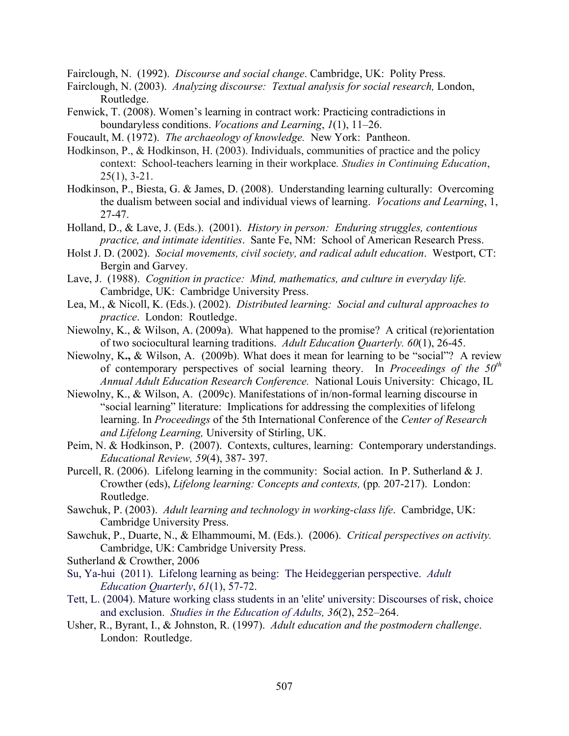Fairclough, N. (1992). *Discourse and social change*. Cambridge, UK: Polity Press.

Fairclough, N. (2003). *Analyzing discourse: Textual analysis for social research,* London, Routledge.

Fenwick, T. (2008). Women's learning in contract work: Practicing contradictions in boundaryless conditions. *Vocations and Learning*, *1*(1), 11–26.

Foucault, M. (1972). *The archaeology of knowledge.* New York: Pantheon.

Hodkinson, P., & Hodkinson, H. (2003). Individuals, communities of practice and the policy context: School-teachers learning in their workplace*. Studies in Continuing Education*, 25(1), 3-21.

Hodkinson, P., Biesta, G. & James, D. (2008). Understanding learning culturally: Overcoming the dualism between social and individual views of learning. *Vocations and Learning*, 1, 27-47.

Holland, D., & Lave, J. (Eds.). (2001). *History in person: Enduring struggles, contentious practice, and intimate identities*. Sante Fe, NM: School of American Research Press.

Holst J. D. (2002). *Social movements, civil society, and radical adult education*. Westport, CT: Bergin and Garvey.

Lave, J. (1988). *Cognition in practice: Mind, mathematics, and culture in everyday life.* Cambridge, UK: Cambridge University Press.

Lea, M., & Nicoll, K. (Eds.). (2002). *Distributed learning: Social and cultural approaches to practice*. London: Routledge.

Niewolny, K., & Wilson, A. (2009a). What happened to the promise? A critical (re)orientation of two sociocultural learning traditions. *Adult Education Quarterly. 60*(1), 26-45.

Niewolny, K**.,** & Wilson, A. (2009b). What does it mean for learning to be "social"? A review of contemporary perspectives of social learning theory. In *Proceedings of the 50th Annual Adult Education Research Conference.* National Louis University: Chicago, IL

Niewolny, K., & Wilson, A. (2009c). Manifestations of in/non-formal learning discourse in "social learning" literature: Implications for addressing the complexities of lifelong learning. In *Proceedings* of the 5th International Conference of the *Center of Research and Lifelong Learning,* University of Stirling, UK.

Peim, N. & Hodkinson, P. (2007). Contexts, cultures, learning: Contemporary understandings. *Educational Review, 59*(4), 387- 397.

Purcell, R. (2006). Lifelong learning in the community: Social action. In P. Sutherland & J. Crowther (eds), *Lifelong learning: Concepts and contexts,* (pp*.* 207-217). London: Routledge.

Sawchuk, P. (2003). *Adult learning and technology in working-class life*. Cambridge, UK: Cambridge University Press.

Sawchuk, P., Duarte, N., & Elhammoumi, M. (Eds.). (2006). *Critical perspectives on activity.* Cambridge, UK: Cambridge University Press.

Sutherland & Crowther, 2006

Su, Ya-hui (2011). Lifelong learning as being: The Heideggerian perspective. *Adult Education Quarterly*, *61*(1), 57-72.

Tett, L. (2004). Mature working class students in an 'elite' university: Discourses of risk, choice and exclusion. *Studies in the Education of Adults, 36*(2), 252–264.

Usher, R., Byrant, I., & Johnston, R. (1997). *Adult education and the postmodern challenge*. London: Routledge.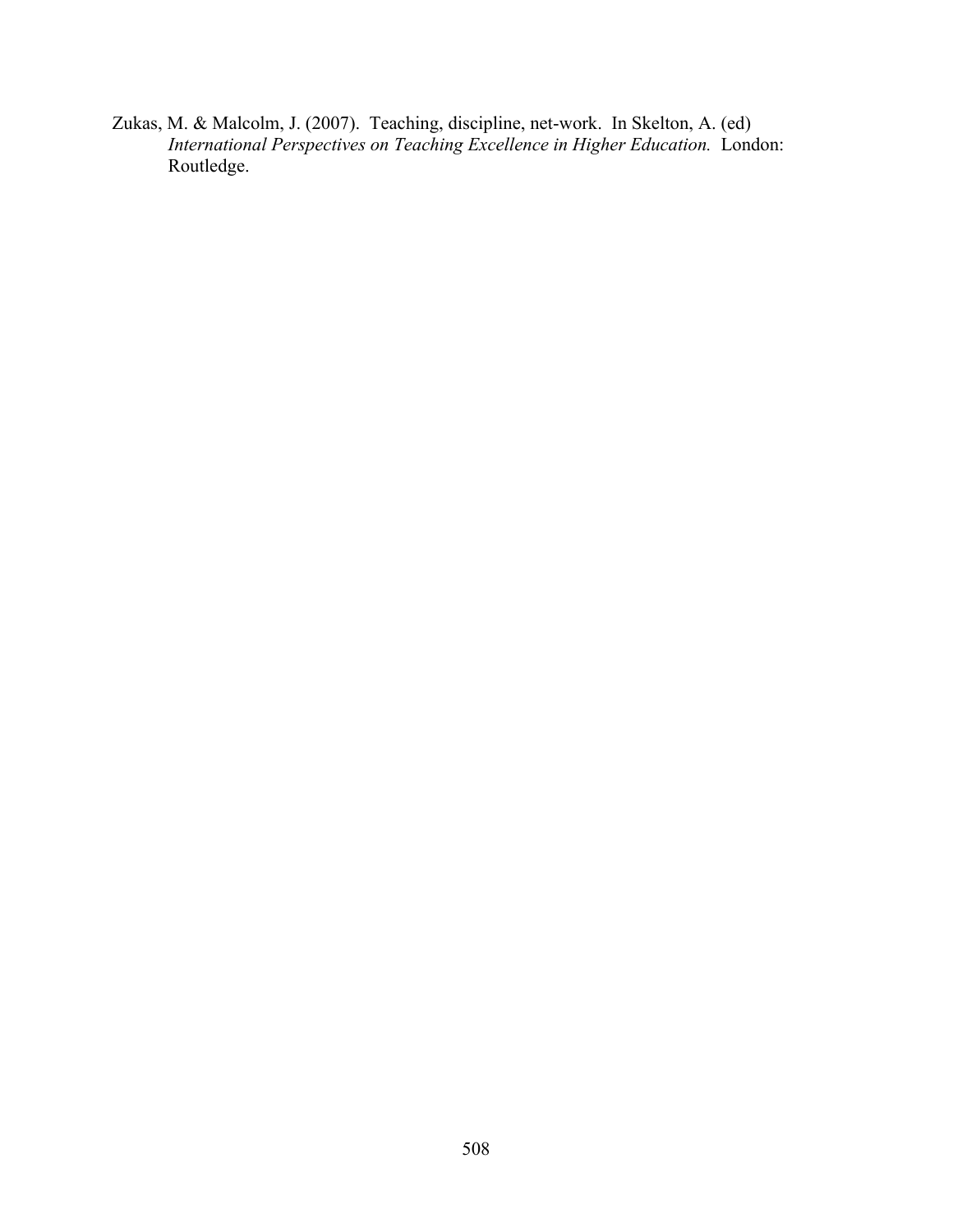Zukas, M. & Malcolm, J. (2007). Teaching, discipline, net-work. In Skelton, A. (ed) *International Perspectives on Teaching Excellence in Higher Education.* London: Routledge.